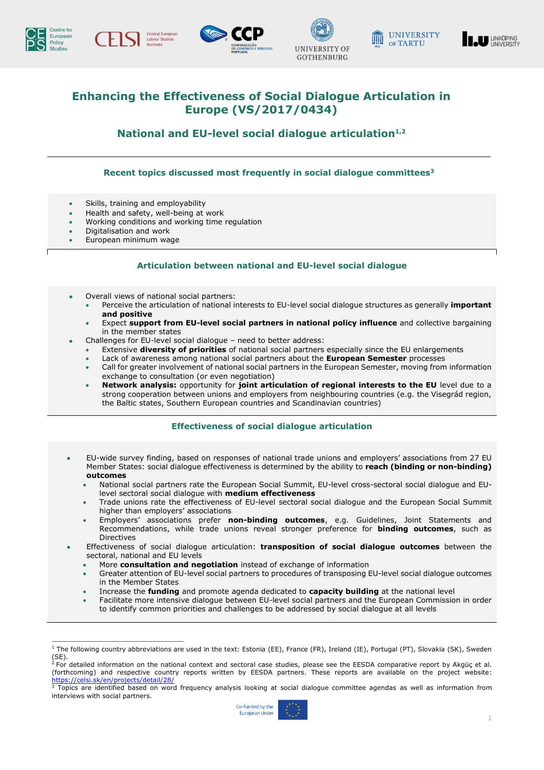# Enhancing the Effectiveness of Social Dialogue Articulation in Europe (VS/2017/0434)

## National and EU-level social dialogue articulation[1,2]

### Recent topics discussed most frequently in social dialogue committees[3]

- Skills, training and employability
- Health and safety, well-being at work
- Working conditions and working time regulation
- Digitalisation and work
- European minimum wage

### Articulation between national and EU-level social dialogue

- Overall views of national social partners:
  - Perceive the articulation of national interests to EU-level social dialogue structures as generally **important and positive**
  - Expect **support from EU-level social partners in national policy influence** and collective bargaining in the member states
- Challenges for EU-level social dialogue – need to better address:
  - Extensive **diversity of priorities** of national social partners especially since the EU enlargements
  - Lack of awareness among national social partners about the **European Semester** processes
  - Call for greater involvement of national social partners in the European Semester, moving from information exchange to consultation (or even negotiation)
  - **Network analysis:** opportunity for **joint articulation of regional interests to the EU** level due to a strong cooperation between unions and employers from neighbouring countries (e.g. the Visegrád region, the Baltic states, Southern European countries and Scandinavian countries)

### Effectiveness of social dialogue articulation

- EU-wide survey finding, based on responses of national trade unions and employers' associations from 27 EU Member States: social dialogue effectiveness is determined by the ability to **reach (binding or non-binding) outcomes**
  - National social partners rate the European Social Summit, EU-level cross-sectoral social dialogue and EU-level sectoral social dialogue with **medium effectiveness**
  - Trade unions rate the effectiveness of EU-level sectoral social dialogue and the European Social Summit higher than employers' associations
  - Employers' associations prefer **non-binding outcomes**, e.g. Guidelines, Joint Statements and Recommendations, while trade unions reveal stronger preference for **binding outcomes**, such as Directives
- Effectiveness of social dialogue articulation: **transposition of social dialogue outcomes** between the sectoral, national and EU levels
  - More **consultation and negotiation** instead of exchange of information
  - Greater attention of EU-level social partners to procedures of transposing EU-level social dialogue outcomes in the Member States
  - Increase the **funding** and promote agenda dedicated to **capacity building** at the national level
  - Facilitate more intensive dialogue between EU-level social partners and the European Commission in order to identify common priorities and challenges to be addressed by social dialogue at all levels

---

[1] The following country abbreviations are used in the text: Estonia (EE), France (FR), Ireland (IE), Portugal (PT), Slovakia (SK), Sweden (SE).

[2] For detailed information on the national context and sectoral case studies, please see the EESDA comparative report by Akgüç et al. (forthcoming) and respective country reports written by EESDA partners. These reports are available on the project website: https://celsi.sk/en/projects/detail/28/

[3] Topics are identified based on word frequency analysis looking at social dialogue committee agendas as well as information from interviews with social partners.

Co-funded by the European Union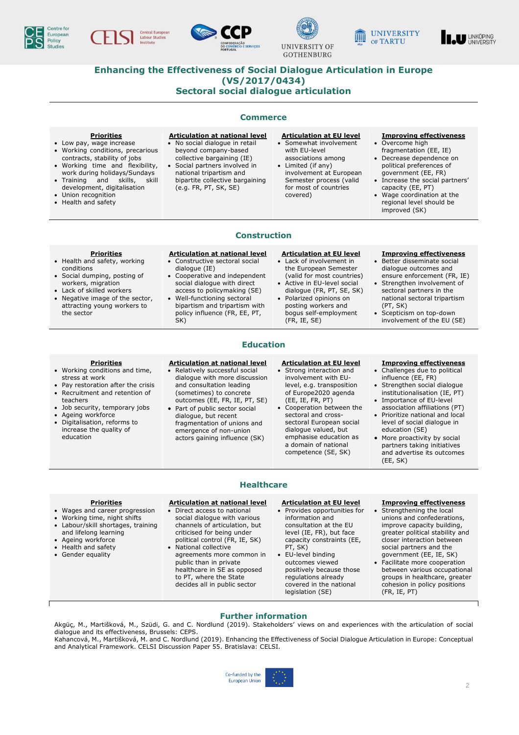Enhancing the Effectiveness of Social Dialogue Articulation in Europe (VS/2017/0434)

# Sectoral social dialogue articulation

## Commerce

| Priorities | Articulation at national level | Articulation at EU level | Improving effectiveness |
|---|---|---|---|
| • Low pay, wage increase<br>• Working conditions, precarious contracts, stability of jobs<br>• Working time and flexibility, work during holidays/Sundays<br>• Training and skills, skill development, digitalisation<br>• Union recognition<br>• Health and safety | • No social dialogue in retail beyond company-based collective bargaining (IE)<br>• Social partners involved in national tripartism and bipartite collective bargaining (e.g. FR, PT, SK, SE) | • Somewhat involvement with EU-level associations among<br>• Limited (if any) involvement at European Semester process (valid for most of countries covered) | • Overcome high fragmentation (EE, IE)<br>• Decrease dependence on political preferences of government (EE, FR)<br>• Increase the social partners' capacity (EE, PT)<br>• Wage coordination at the regional level should be improved (SK) |

## Construction

| Priorities | Articulation at national level | Articulation at EU level | Improving effectiveness |
|---|---|---|---|
| • Health and safety, working conditions<br>• Social dumping, posting of workers, migration<br>• Lack of skilled workers<br>• Negative image of the sector, attracting young workers to the sector | • Constructive sectoral social dialogue (IE)<br>• Cooperative and independent social dialogue with direct access to policymaking (SE)<br>• Well-functioning sectoral bipartism and tripartism with policy influence (FR, EE, PT, SK) | • Lack of involvement in the European Semester (valid for most countries)<br>• Active in EU-level social dialogue (FR, PT, SE, SK)<br>• Polarized opinions on posting workers and bogus self-employment (FR, IE, SE) | • Better disseminate social dialogue outcomes and ensure enforcement (FR, IE)<br>• Strengthen involvement of sectoral partners in the national sectoral tripartism (PT, SK)<br>• Scepticism on top-down involvement of the EU (SE) |

## Education

| Priorities | Articulation at national level | Articulation at EU level | Improving effectiveness |
|---|---|---|---|
| • Working conditions and time, stress at work<br>• Pay restoration after the crisis<br>• Recruitment and retention of teachers<br>• Job security, temporary jobs<br>• Ageing workforce<br>• Digitalisation, reforms to increase the quality of education | • Relatively successful social dialogue with more discussion and consultation leading (sometimes) to concrete outcomes (EE, FR, IE, PT, SE)<br>• Part of public sector social dialogue, but recent fragmentation of unions and emergence of non-union actors gaining influence (SK) | • Strong interaction and involvement with EU-level, e.g. transposition of Europe2020 agenda (EE, IE, FR, PT)<br>• Cooperation between the sectoral and cross-sectoral European social dialogue valued, but emphasise education as a domain of national competence (SE, SK) | • Challenges due to political influence (EE, FR)<br>• Strengthen social dialogue institutionalisation (IE, PT)<br>• Importance of EU-level association affiliations (PT)<br>• Prioritize national and local level of social dialogue in education (SE)<br>• More proactivity by social partners taking initiatives and advertise its outcomes (EE, SK) |

## Healthcare

| Priorities | Articulation at national level | Articulation at EU level | Improving effectiveness |
|---|---|---|---|
| • Wages and career progression<br>• Working time, night shifts<br>• Labour/skill shortages, training and lifelong learning<br>• Ageing workforce<br>• Health and safety<br>• Gender equality | • Direct access to national social dialogue with various channels of articulation, but criticised for being under political control (FR, IE, SK)<br>• National collective agreements more common in public than in private healthcare in SE as opposed to PT, where the State decides all in public sector | • Provides opportunities for information and consultation at the EU level (IE, FR), but face capacity constraints (EE, PT, SK)<br>• EU-level binding outcomes viewed positively because those regulations already covered in the national legislation (SE) | • Strengthening the local unions and confederations, improve capacity building, greater political stability and closer interaction between social partners and the government (EE, IE, SK)<br>• Facilitate more cooperation between various occupational groups in healthcare, greater cohesion in policy positions (FR, IE, PT) |

## Further information

Akgüç, M., Martišková, M., Szüdi, G. and C. Nordlund (2019). Stakeholders' views on and experiences with the articulation of social dialogue and its effectiveness, Brussels: CEPS.

Kahancová, M., Martišková, M. and C. Nordlund (2019). Enhancing the Effectiveness of Social Dialogue Articulation in Europe: Conceptual and Analytical Framework. CELSI Discussion Paper 55. Bratislava: CELSI.

Co-funded by the European Union